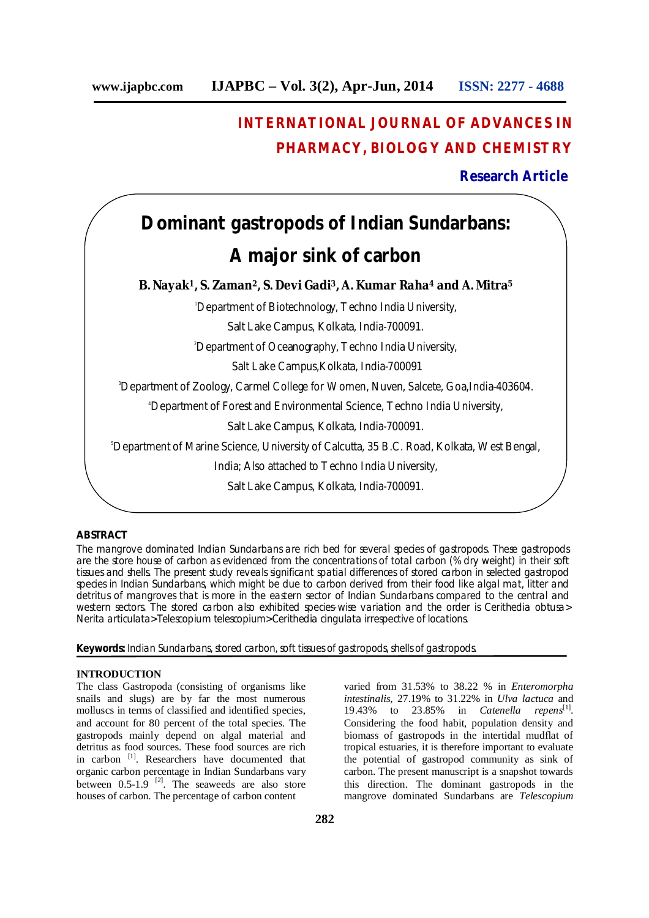# INTERNATIONAL JOURNAL OF ADVANCES IN PHARMACY, BIOLOGY AND CHEMISTRY

**Research Article**

# Dominant gastropods of Indian Sundarbans: A major sink of carbon

**B. Nayak[1], S. Zaman[2], S. Devi Gadi[3], A. Kumar Raha[4] and A. Mitra[5]**

[1]Department of Biotechnology, Techno India University, Salt Lake Campus, Kolkata, India-700091.

[2]Department of Oceanography, Techno India University, Salt Lake Campus,Kolkata, India-700091

[3]Department of Zoology, Carmel College for Women, Nuven, Salcete, Goa,India-403604.

[4]Department of Forest and Environmental Science, Techno India University, Salt Lake Campus, Kolkata, India-700091.

[5]Department of Marine Science, University of Calcutta, 35 B.C. Road, Kolkata, West Bengal, India; Also attached to Techno India University, Salt Lake Campus, Kolkata, India-700091.

## ABSTRACT

The mangrove dominated Indian Sundarbans are rich bed for several species of gastropods. These gastropods are the store house of carbon as evidenced from the concentrations of total carbon (% dry weight) in their soft tissues and shells. The present study reveals significant spatial differences of stored carbon in selected gastropod species in Indian Sundarbans, which might be due to carbon derived from their food like algal mat, litter and detritus of mangroves that is more in the eastern sector of Indian Sundarbans compared to the central and western sectors. The stored carbon also exhibited species-wise variation and the order is Cerithedia obtusa > Nerita articulata>Telescopium telescopium>Cerithedia cingulata irrespective of locations.

**Keywords:** Indian Sundarbans, stored carbon, soft tissues of gastropods, shells of gastropods.

## INTRODUCTION

The class Gastropoda (consisting of organisms like snails and slugs) are by far the most numerous molluscs in terms of classified and identified species, and account for 80 percent of the total species. The gastropods mainly depend on algal material and detritus as food sources. These food sources are rich in carbon [1]. Researchers have documented that organic carbon percentage in Indian Sundarbans vary between 0.5-1.9 [2]. The seaweeds are also store houses of carbon. The percentage of carbon content varied from 31.53% to 38.22 % in *Enteromorpha intestinalis*, 27.19% to 31.22% in *Ulva lactuca* and 19.43% to 23.85% in *Catenella repens*[1]. Considering the food habit, population density and biomass of gastropods in the intertidal mudflat of tropical estuaries, it is therefore important to evaluate the potential of gastropod community as sink of carbon. The present manuscript is a snapshot towards this direction. The dominant gastropods in the mangrove dominated Sundarbans are *Telescopium*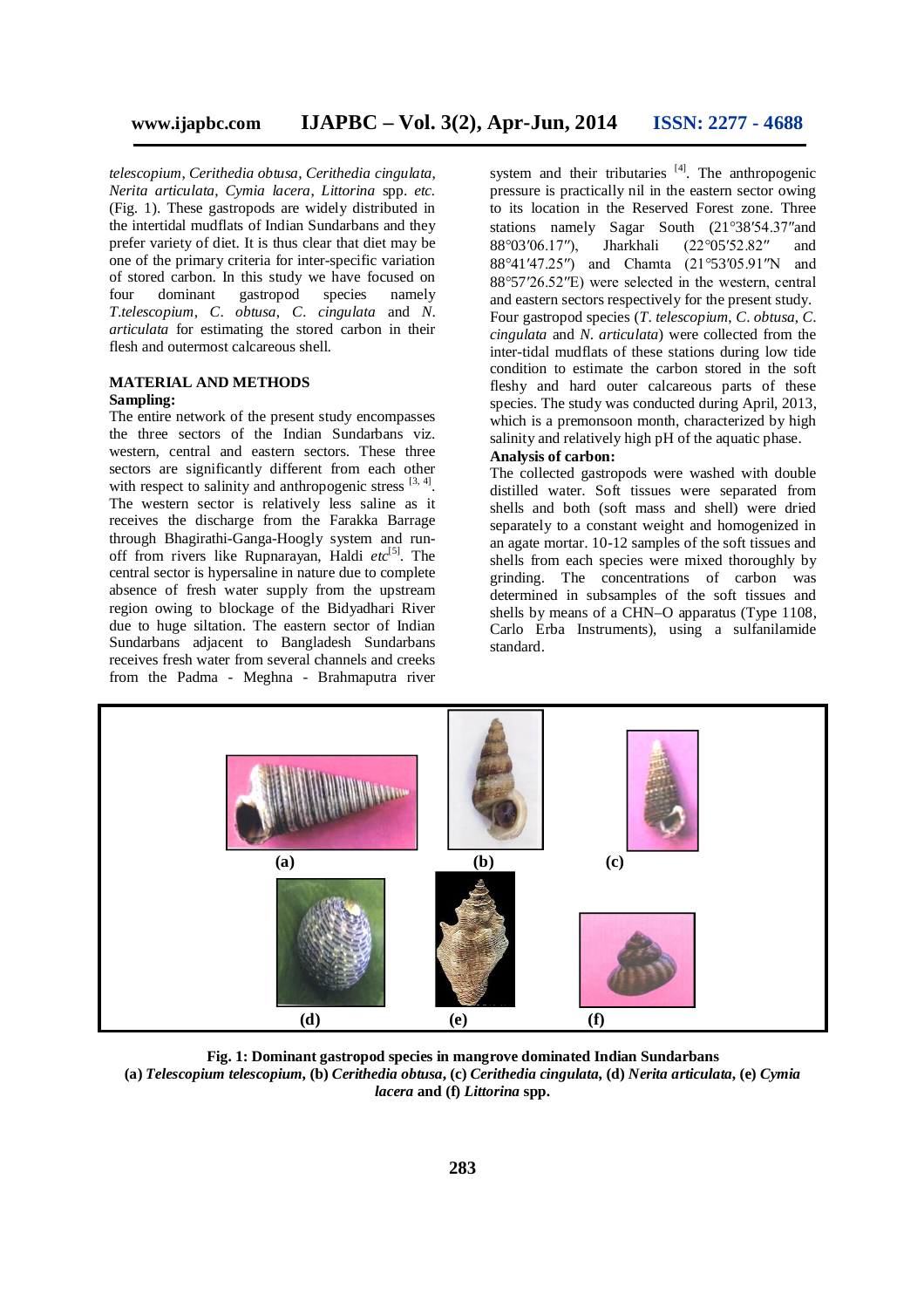*telescopium*, *Cerithedia obtusa*, *Cerithedia cingulata*, *Nerita articulata*, *Cymia lacera*, *Littorina* spp. *etc.* (Fig. 1). These gastropods are widely distributed in the intertidal mudflats of Indian Sundarbans and they prefer variety of diet. It is thus clear that diet may be one of the primary criteria for inter-specific variation of stored carbon. In this study we have focused on four dominant gastropod species namely *T.telescopium*, *C. obtusa*, *C. cingulata* and *N. articulata* for estimating the stored carbon in their flesh and outermost calcareous shell.

## MATERIAL AND METHODS

### Sampling:

The entire network of the present study encompasses the three sectors of the Indian Sundarbans viz. western, central and eastern sectors. These three sectors are significantly different from each other with respect to salinity and anthropogenic stress [3, 4]. The western sector is relatively less saline as it receives the discharge from the Farakka Barrage through Bhagirathi-Ganga-Hoogly system and run-off from rivers like Rupnarayan, Haldi *etc*[5]. The central sector is hypersaline in nature due to complete absence of fresh water supply from the upstream region owing to blockage of the Bidyadhari River due to huge siltation. The eastern sector of Indian Sundarbans adjacent to Bangladesh Sundarbans receives fresh water from several channels and creeks from the Padma - Meghna - Brahmaputra river system and their tributaries [4]. The anthropogenic pressure is practically nil in the eastern sector owing to its location in the Reserved Forest zone. Three stations namely Sagar South (21°38′54.37″and 88°03′06.17″), Jharkhali (22°05′52.82″ and 88°41′47.25″) and Chamta (21°53′05.91″N and 88°57′26.52″E) were selected in the western, central and eastern sectors respectively for the present study. Four gastropod species (*T. telescopium*, *C. obtusa*, *C. cingulata* and *N. articulata*) were collected from the inter-tidal mudflats of these stations during low tide condition to estimate the carbon stored in the soft fleshy and hard outer calcareous parts of these species. The study was conducted during April, 2013, which is a premonsoon month, characterized by high salinity and relatively high pH of the aquatic phase.

### Analysis of carbon:

The collected gastropods were washed with double distilled water. Soft tissues were separated from shells and both (soft mass and shell) were dried separately to a constant weight and homogenized in an agate mortar. 10-12 samples of the soft tissues and shells from each species were mixed thoroughly by grinding. The concentrations of carbon was determined in subsamples of the soft tissues and shells by means of a CHN–O apparatus (Type 1108, Carlo Erba Instruments), using a sulfanilamide standard.

**Fig. 1: Dominant gastropod species in mangrove dominated Indian Sundarbans**
**(a) *Telescopium telescopium*, (b) *Cerithedia obtusa*, (c) *Cerithedia cingulata*, (d) *Nerita articulata*, (e) *Cymia lacera* and (f) *Littorina* spp.**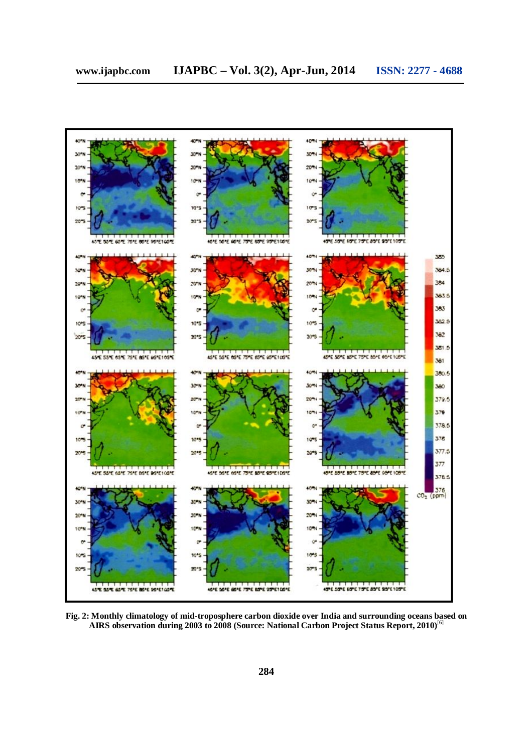**Fig. 2: Monthly climatology of mid-troposphere carbon dioxide over India and surrounding oceans based on AIRS observation during 2003 to 2008 (Source: National Carbon Project Status Report, 2010)[6]**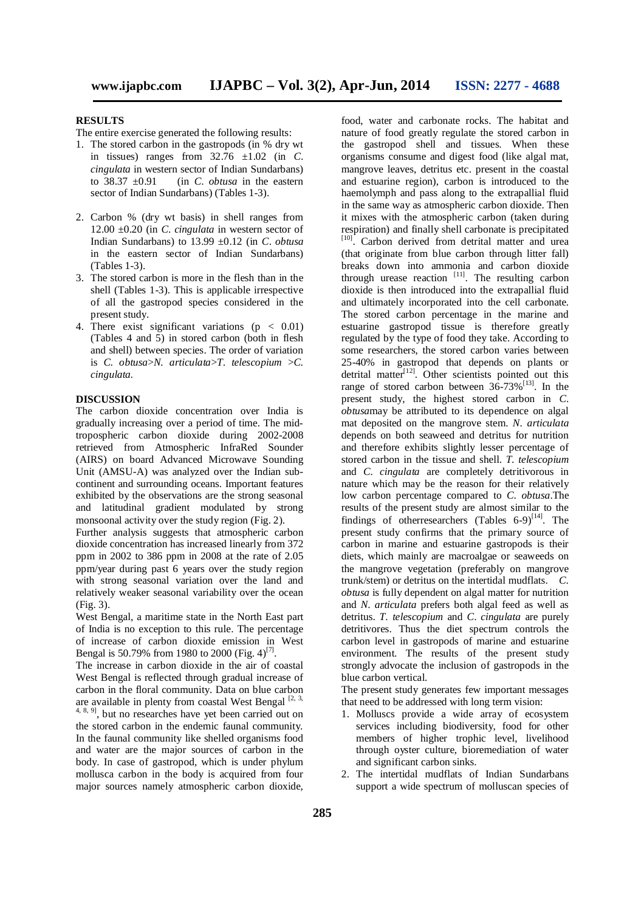## RESULTS

The entire exercise generated the following results:

1. The stored carbon in the gastropods (in % dry wt in tissues) ranges from 32.76 ±1.02 (in *C. cingulata* in western sector of Indian Sundarbans) to 38.37 ±0.91 (in *C. obtusa* in the eastern sector of Indian Sundarbans) (Tables 1-3).
2. Carbon % (dry wt basis) in shell ranges from 12.00 ±0.20 (in *C. cingulata* in western sector of Indian Sundarbans) to 13.99 ±0.12 (in *C. obtusa* in the eastern sector of Indian Sundarbans) (Tables 1-3).
3. The stored carbon is more in the flesh than in the shell (Tables 1-3). This is applicable irrespective of all the gastropod species considered in the present study.
4. There exist significant variations ($p < 0.01$) (Tables 4 and 5) in stored carbon (both in flesh and shell) between species. The order of variation is *C. obtusa*>*N. articulata*>*T. telescopium* >*C. cingulata*.

## DISCUSSION

The carbon dioxide concentration over India is gradually increasing over a period of time. The mid-tropospheric carbon dioxide during 2002-2008 retrieved from Atmospheric InfraRed Sounder (AIRS) on board Advanced Microwave Sounding Unit (AMSU-A) was analyzed over the Indian sub-continent and surrounding oceans. Important features exhibited by the observations are the strong seasonal and latitudinal gradient modulated by strong monsoonal activity over the study region (Fig. 2).

Further analysis suggests that atmospheric carbon dioxide concentration has increased linearly from 372 ppm in 2002 to 386 ppm in 2008 at the rate of 2.05 ppm/year during past 6 years over the study region with strong seasonal variation over the land and relatively weaker seasonal variability over the ocean (Fig. 3).

West Bengal, a maritime state in the North East part of India is no exception to this rule. The percentage of increase of carbon dioxide emission in West Bengal is 50.79% from 1980 to 2000 (Fig. 4)[7].

The increase in carbon dioxide in the air of coastal West Bengal is reflected through gradual increase of carbon in the floral community. Data on blue carbon are available in plenty from coastal West Bengal [2, 3, 4, 8, 9], but no researches have yet been carried out on the stored carbon in the endemic faunal community. In the faunal community like shelled organisms food and water are the major sources of carbon in the body. In case of gastropod, which is under phylum mollusca carbon in the body is acquired from four major sources namely atmospheric carbon dioxide, food, water and carbonate rocks. The habitat and nature of food greatly regulate the stored carbon in the gastropod shell and tissues. When these organisms consume and digest food (like algal mat, mangrove leaves, detritus etc. present in the coastal and estuarine region), carbon is introduced to the haemolymph and pass along to the extrapallial fluid in the same way as atmospheric carbon dioxide. Then it mixes with the atmospheric carbon (taken during respiration) and finally shell carbonate is precipitated [10]. Carbon derived from detrital matter and urea (that originate from blue carbon through litter fall) breaks down into ammonia and carbon dioxide through urease reaction [11]. The resulting carbon dioxide is then introduced into the extrapallial fluid and ultimately incorporated into the cell carbonate. The stored carbon percentage in the marine and estuarine gastropod tissue is therefore greatly regulated by the type of food they take. According to some researchers, the stored carbon varies between 25-40% in gastropod that depends on plants or detrital matter[12]. Other scientists pointed out this range of stored carbon between 36-73%[13]. In the present study, the highest stored carbon in *C. obtusa*may be attributed to its dependence on algal mat deposited on the mangrove stem. *N. articulata* depends on both seaweed and detritus for nutrition and therefore exhibits slightly lesser percentage of stored carbon in the tissue and shell. *T. telescopium* and *C. cingulata* are completely detritivorous in nature which may be the reason for their relatively low carbon percentage compared to *C. obtusa*.The results of the present study are almost similar to the findings of otherresearchers (Tables 6-9)[14]. The present study confirms that the primary source of carbon in marine and estuarine gastropods is their diets, which mainly are macroalgae or seaweeds on the mangrove vegetation (preferably on mangrove trunk/stem) or detritus on the intertidal mudflats. *C. obtusa* is fully dependent on algal matter for nutrition and *N. articulata* prefers both algal feed as well as detritus. *T. telescopium* and *C. cingulata* are purely detritivores. Thus the diet spectrum controls the carbon level in gastropods of marine and estuarine environment. The results of the present study strongly advocate the inclusion of gastropods in the blue carbon vertical.

The present study generates few important messages that need to be addressed with long term vision:

1. Molluscs provide a wide array of ecosystem services including biodiversity, food for other members of higher trophic level, livelihood through oyster culture, bioremediation of water and significant carbon sinks.
2. The intertidal mudflats of Indian Sundarbans support a wide spectrum of molluscan species of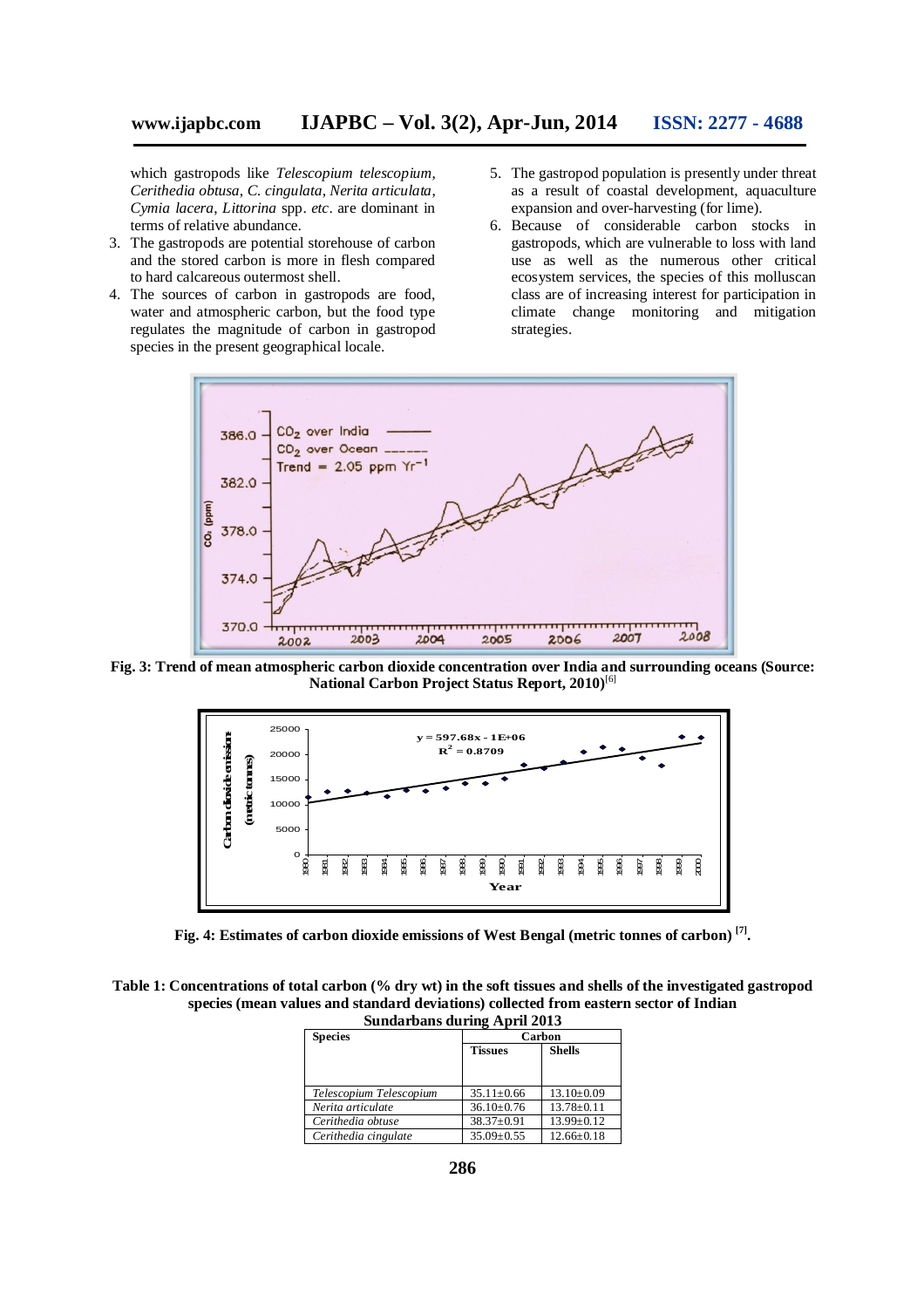which gastropods like *Telescopium telescopium*, *Cerithedia obtusa*, *C. cingulata*, *Nerita articulata*, *Cymia lacera*, *Littorina* spp. *etc*. are dominant in terms of relative abundance.

3. The gastropods are potential storehouse of carbon and the stored carbon is more in flesh compared to hard calcareous outermost shell.
4. The sources of carbon in gastropods are food, water and atmospheric carbon, but the food type regulates the magnitude of carbon in gastropod species in the present geographical locale.
5. The gastropod population is presently under threat as a result of coastal development, aquaculture expansion and over-harvesting (for lime).
6. Because of considerable carbon stocks in gastropods, which are vulnerable to loss with land use as well as the numerous other critical ecosystem services, the species of this molluscan class are of increasing interest for participation in climate change monitoring and mitigation strategies.

**Fig. 3: Trend of mean atmospheric carbon dioxide concentration over India and surrounding oceans (Source: National Carbon Project Status Report, 2010)[6]**

**Fig. 4: Estimates of carbon dioxide emissions of West Bengal (metric tonnes of carbon) [7].**

**Table 1: Concentrations of total carbon (% dry wt) in the soft tissues and shells of the investigated gastropod species (mean values and standard deviations) collected from eastern sector of Indian Sundarbans during April 2013**

| Species | Carbon | |
|---|---|---|
| | Tissues | Shells |
| *Telescopium Telescopium* | 35.11±0.66 | 13.10±0.09 |
| *Nerita articulate* | 36.10±0.76 | 13.78±0.11 |
| *Cerithedia obtuse* | 38.37±0.91 | 13.99±0.12 |
| *Cerithedia cingulate* | 35.09±0.55 | 12.66±0.18 |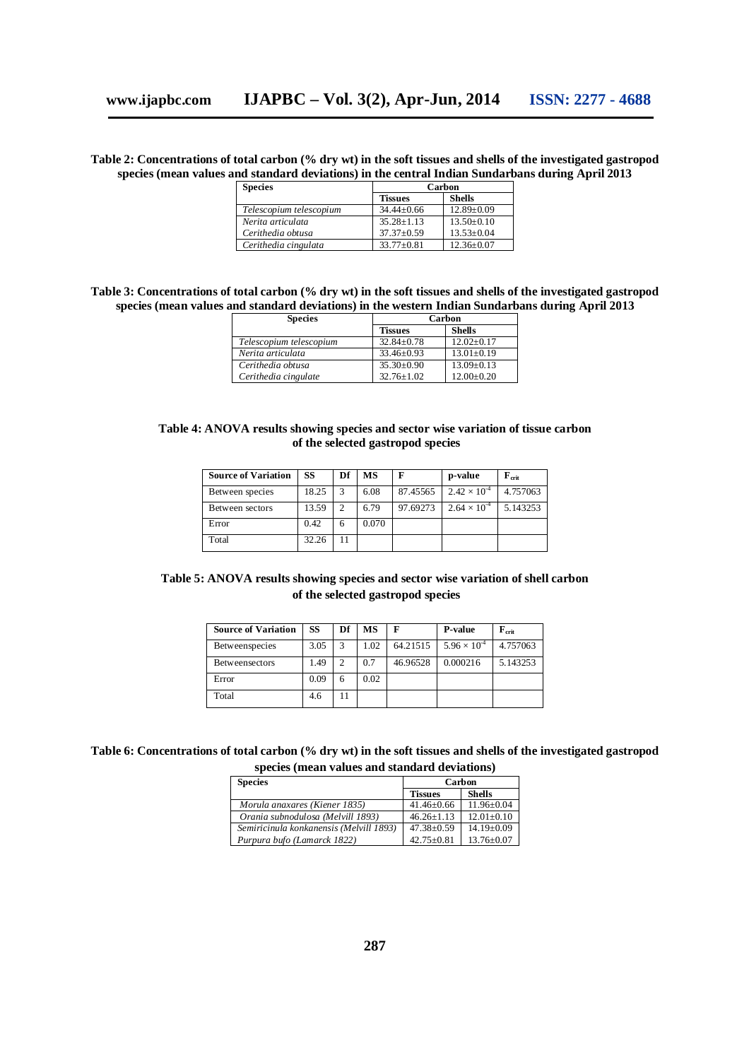**Table 2: Concentrations of total carbon (% dry wt) in the soft tissues and shells of the investigated gastropod species (mean values and standard deviations) in the central Indian Sundarbans during April 2013**

| Species | Carbon | |
|---|---|---|
| | Tissues | Shells |
| *Telescopium telescopium* | 34.44±0.66 | 12.89±0.09 |
| *Nerita articulata* | 35.28±1.13 | 13.50±0.10 |
| *Cerithedia obtusa* | 37.37±0.59 | 13.53±0.04 |
| *Cerithedia cingulata* | 33.77±0.81 | 12.36±0.07 |

**Table 3: Concentrations of total carbon (% dry wt) in the soft tissues and shells of the investigated gastropod species (mean values and standard deviations) in the western Indian Sundarbans during April 2013**

| Species | Carbon | |
|---|---|---|
| | Tissues | Shells |
| *Telescopium telescopium* | 32.84±0.78 | 12.02±0.17 |
| *Nerita articulata* | 33.46±0.93 | 13.01±0.19 |
| *Cerithedia obtusa* | 35.30±0.90 | 13.09±0.13 |
| *Cerithedia cingulate* | 32.76±1.02 | 12.00±0.20 |

**Table 4: ANOVA results showing species and sector wise variation of tissue carbon of the selected gastropod species**

| Source of Variation | SS | Df | MS | F | p-value | $F_{crit}$ |
|---|---|---|---|---|---|---|
| Between species | 18.25 | 3 | 6.08 | 87.45565 | $2.42 \times 10^{-4}$ | 4.757063 |
| Between sectors | 13.59 | 2 | 6.79 | 97.69273 | $2.64 \times 10^{-4}$ | 5.143253 |
| Error | 0.42 | 6 | 0.070 | | | |
| Total | 32.26 | 11 | | | | |

**Table 5: ANOVA results showing species and sector wise variation of shell carbon of the selected gastropod species**

| Source of Variation | SS | Df | MS | F | P-value | $F_{crit}$ |
|---|---|---|---|---|---|---|
| Betweenspecies | 3.05 | 3 | 1.02 | 64.21515 | $5.96 \times 10^{-4}$ | 4.757063 |
| Betweensectors | 1.49 | 2 | 0.7 | 46.96528 | 0.000216 | 5.143253 |
| Error | 0.09 | 6 | 0.02 | | | |
| Total | 4.6 | 11 | | | | |

**Table 6: Concentrations of total carbon (% dry wt) in the soft tissues and shells of the investigated gastropod species (mean values and standard deviations)**

| Species | Carbon | |
|---|---|---|
| | Tissues | Shells |
| *Morula anaxares (Kiener 1835)* | 41.46±0.66 | 11.96±0.04 |
| *Orania subnodulosa (Melvill 1893)* | 46.26±1.13 | 12.01±0.10 |
| *Semiricinula konkanensis (Melvill 1893)* | 47.38±0.59 | 14.19±0.09 |
| *Purpura bufo (Lamarck 1822)* | 42.75±0.81 | 13.76±0.07 |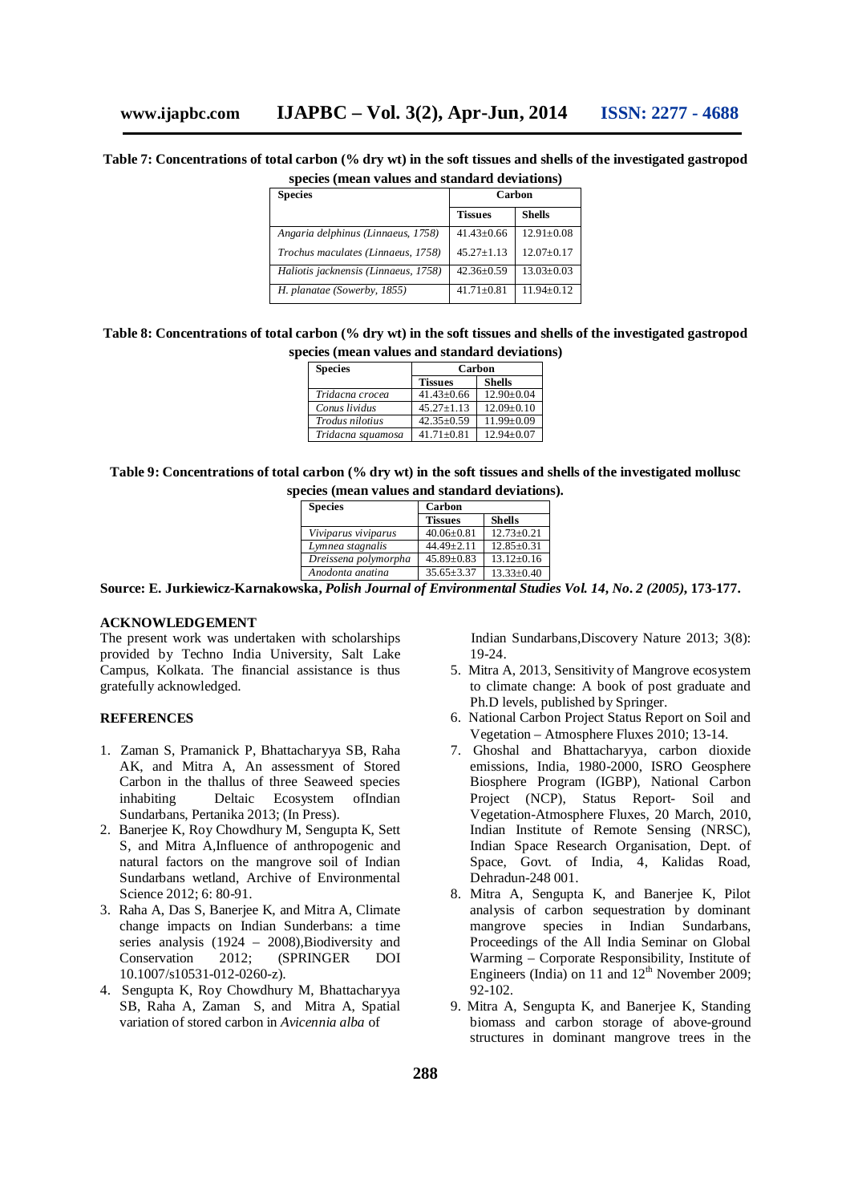**Table 7: Concentrations of total carbon (% dry wt) in the soft tissues and shells of the investigated gastropod species (mean values and standard deviations)**

| Species | Carbon | |
|---|---|---|
| | Tissues | Shells |
| *Angaria delphinus (Linnaeus, 1758)* | 41.43±0.66 | 12.91±0.08 |
| *Trochus maculates (Linnaeus, 1758)* | 45.27±1.13 | 12.07±0.17 |
| *Haliotis jacknensis (Linnaeus, 1758)* | 42.36±0.59 | 13.03±0.03 |
| *H. planatae (Sowerby, 1855)* | 41.71±0.81 | 11.94±0.12 |

**Table 8: Concentrations of total carbon (% dry wt) in the soft tissues and shells of the investigated gastropod species (mean values and standard deviations)**

| Species | Carbon | |
|---|---|---|
| | Tissues | Shells |
| *Tridacna crocea* | 41.43±0.66 | 12.90±0.04 |
| *Conus lividus* | 45.27±1.13 | 12.09±0.10 |
| *Trodus nilotius* | 42.35±0.59 | 11.99±0.09 |
| *Tridacna squamosa* | 41.71±0.81 | 12.94±0.07 |

**Table 9: Concentrations of total carbon (% dry wt) in the soft tissues and shells of the investigated mollusc species (mean values and standard deviations).**

| Species | Carbon | |
|---|---|---|
| | Tissues | Shells |
| *Viviparus viviparus* | 40.06±0.81 | 12.73±0.21 |
| *Lymnea stagnalis* | 44.49±2.11 | 12.85±0.31 |
| *Dreissena polymorpha* | 45.89±0.83 | 13.12±0.16 |
| *Anodonta anatina* | 35.65±3.37 | 13.33±0.40 |

**Source: E. Jurkiewicz-Karnakowska, *Polish Journal of Environmental Studies Vol. 14, No. 2 (2005)*, 173-177.**

## ACKNOWLEDGEMENT

The present work was undertaken with scholarships provided by Techno India University, Salt Lake Campus, Kolkata. The financial assistance is thus gratefully acknowledged.

## REFERENCES

1. Zaman S, Pramanick P, Bhattacharyya SB, Raha AK, and Mitra A, An assessment of Stored Carbon in the thallus of three Seaweed species inhabiting Deltaic Ecosystem ofIndian Sundarbans, Pertanika 2013; (In Press).
2. Banerjee K, Roy Chowdhury M, Sengupta K, Sett S, and Mitra A,Influence of anthropogenic and natural factors on the mangrove soil of Indian Sundarbans wetland, Archive of Environmental Science 2012; 6: 80-91.
3. Raha A, Das S, Banerjee K, and Mitra A, Climate change impacts on Indian Sunderbans: a time series analysis (1924 – 2008),Biodiversity and Conservation 2012; (SPRINGER DOI 10.1007/s10531-012-0260-z).
4. Sengupta K, Roy Chowdhury M, Bhattacharyya SB, Raha A, Zaman S, and Mitra A, Spatial variation of stored carbon in *Avicennia alba* of Indian Sundarbans,Discovery Nature 2013; 3(8): 19-24.
5. Mitra A, 2013, Sensitivity of Mangrove ecosystem to climate change: A book of post graduate and Ph.D levels, published by Springer.
6. National Carbon Project Status Report on Soil and Vegetation – Atmosphere Fluxes 2010; 13-14.
7. Ghoshal and Bhattacharyya, carbon dioxide emissions, India, 1980-2000, ISRO Geosphere Biosphere Program (IGBP), National Carbon Project (NCP), Status Report- Soil and Vegetation-Atmosphere Fluxes, 20 March, 2010, Indian Institute of Remote Sensing (NRSC), Indian Space Research Organisation, Dept. of Space, Govt. of India, 4, Kalidas Road, Dehradun-248 001.
8. Mitra A, Sengupta K, and Banerjee K, Pilot analysis of carbon sequestration by dominant mangrove species in Indian Sundarbans, Proceedings of the All India Seminar on Global Warming – Corporate Responsibility, Institute of Engineers (India) on 11 and 12th November 2009; 92-102.
9. Mitra A, Sengupta K, and Banerjee K, Standing biomass and carbon storage of above-ground structures in dominant mangrove trees in the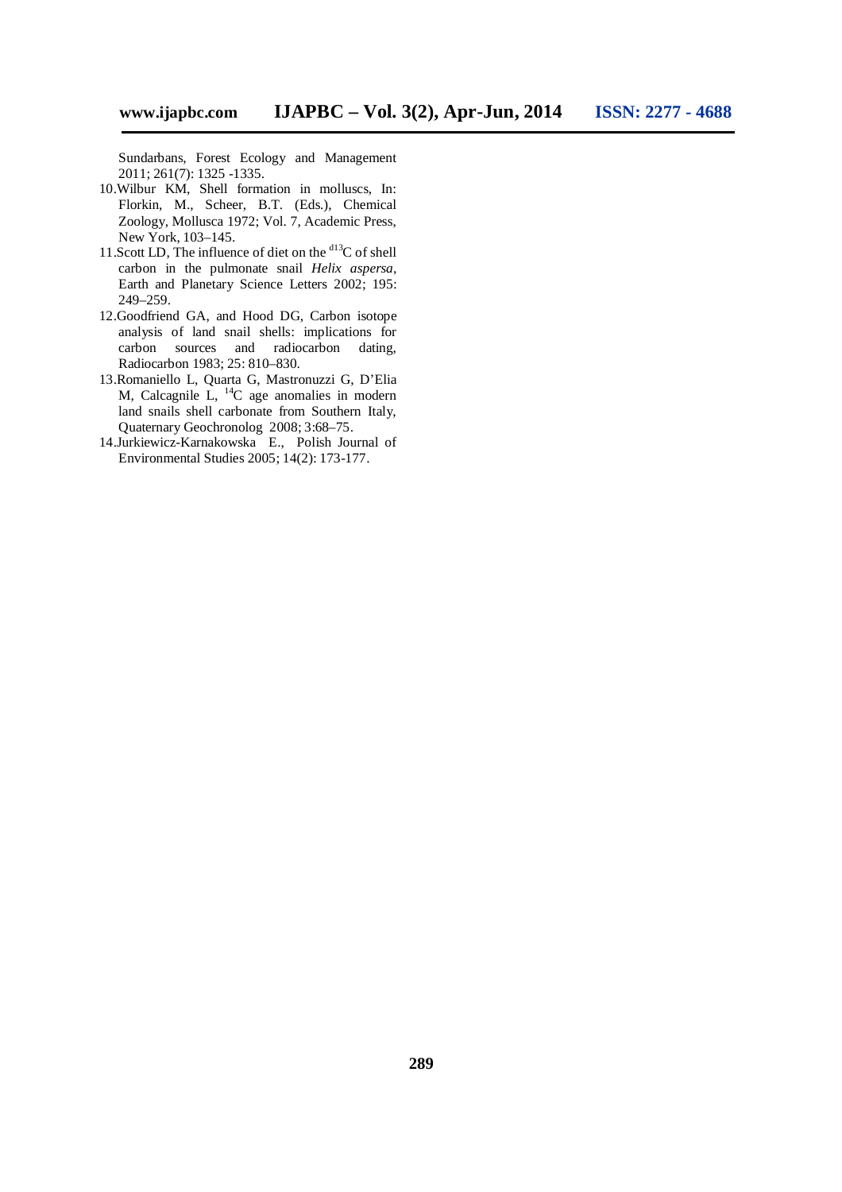Sundarbans, Forest Ecology and Management 2011; 261(7): 1325 -1335.

10. Wilbur KM, Shell formation in molluscs, In: Florkin, M., Scheer, B.T. (Eds.), Chemical Zoology, Mollusca 1972; Vol. 7, Academic Press, New York, 103–145.
11. Scott LD, The influence of diet on the $^{d13}C$ of shell carbon in the pulmonate snail *Helix aspersa*, Earth and Planetary Science Letters 2002; 195: 249–259.
12. Goodfriend GA, and Hood DG, Carbon isotope analysis of land snail shells: implications for carbon sources and radiocarbon dating, Radiocarbon 1983; 25: 810–830.
13. Romaniello L, Quarta G, Mastronuzzi G, D'Elia M, Calcagnile L, $^{14}C$ age anomalies in modern land snails shell carbonate from Southern Italy, Quaternary Geochronolog 2008; 3:68–75.
14. Jurkiewicz-Karnakowska E., Polish Journal of Environmental Studies 2005; 14(2): 173-177.